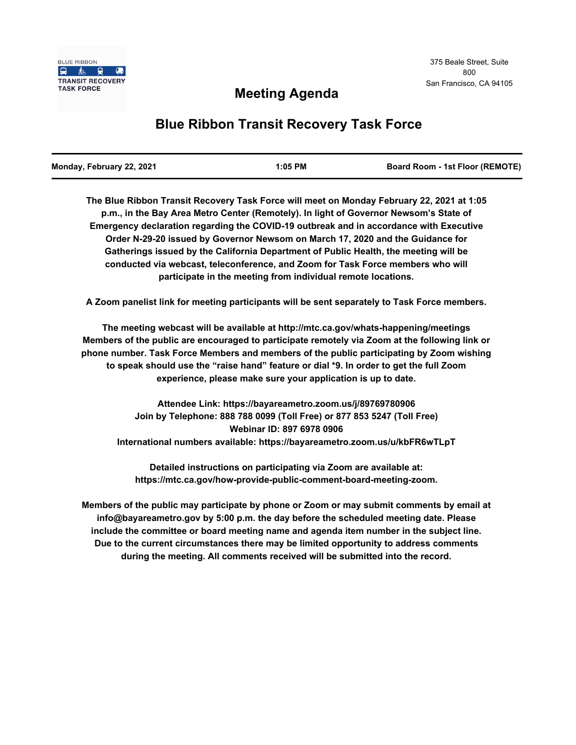BLUE RIBBON
TRANSIT RECOVERY
TASK FORCE

375 Beale Street, Suite 800
San Francisco, CA 94105

# Meeting Agenda

# Blue Ribbon Transit Recovery Task Force

| Monday, February 22, 2021 | 1:05 PM | Board Room - 1st Floor (REMOTE) |
|---|---|---|

**The Blue Ribbon Transit Recovery Task Force will meet on Monday February 22, 2021 at 1:05 p.m., in the Bay Area Metro Center (Remotely). In light of Governor Newsom's State of Emergency declaration regarding the COVID-19 outbreak and in accordance with Executive Order N-29-20 issued by Governor Newsom on March 17, 2020 and the Guidance for Gatherings issued by the California Department of Public Health, the meeting will be conducted via webcast, teleconference, and Zoom for Task Force members who will participate in the meeting from individual remote locations.**

**A Zoom panelist link for meeting participants will be sent separately to Task Force members.**

**The meeting webcast will be available at http://mtc.ca.gov/whats-happening/meetings Members of the public are encouraged to participate remotely via Zoom at the following link or phone number. Task Force Members and members of the public participating by Zoom wishing to speak should use the "raise hand" feature or dial *9. In order to get the full Zoom experience, please make sure your application is up to date.**

**Attendee Link: https://bayareametro.zoom.us/j/89769780906**
**Join by Telephone: 888 788 0099 (Toll Free) or 877 853 5247 (Toll Free)**
**Webinar ID: 897 6978 0906**
**International numbers available: https://bayareametro.zoom.us/u/kbFR6wTLpT**

**Detailed instructions on participating via Zoom are available at: https://mtc.ca.gov/how-provide-public-comment-board-meeting-zoom.**

**Members of the public may participate by phone or Zoom or may submit comments by email at info@bayareametro.gov by 5:00 p.m. the day before the scheduled meeting date. Please include the committee or board meeting name and agenda item number in the subject line. Due to the current circumstances there may be limited opportunity to address comments during the meeting. All comments received will be submitted into the record.**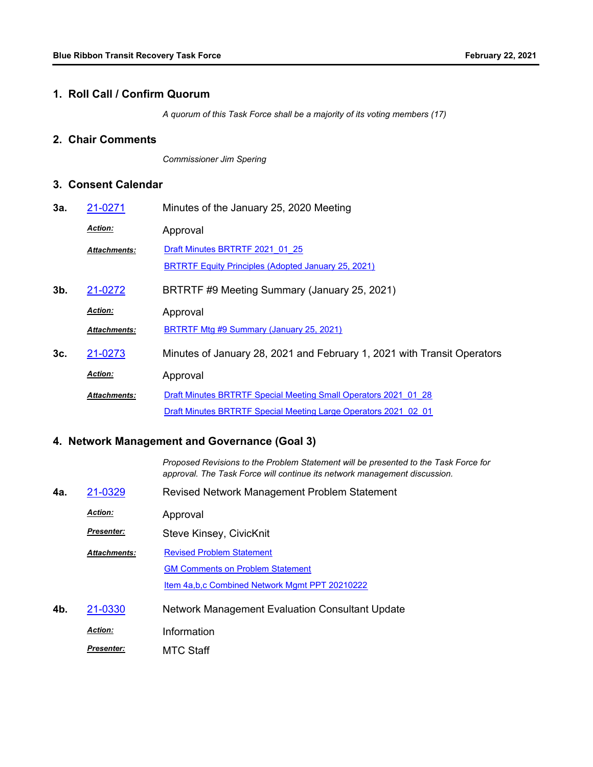## 1. Roll Call / Confirm Quorum

*A quorum of this Task Force shall be a majority of its voting members (17)*

## 2. Chair Comments

*Commissioner Jim Spering*

## 3. Consent Calendar

**3a.** 21-0271 Minutes of the January 25, 2020 Meeting

***Action:*** Approval

***Attachments:*** Draft Minutes BRTRTF 2021_01_25

BRTRTF Equity Principles (Adopted January 25, 2021)

**3b.** 21-0272 BRTRTF #9 Meeting Summary (January 25, 2021)

***Action:*** Approval

***Attachments:*** BRTRTF Mtg #9 Summary (January 25, 2021)

**3c.** 21-0273 Minutes of January 28, 2021 and February 1, 2021 with Transit Operators

***Action:*** Approval

***Attachments:*** Draft Minutes BRTRTF Special Meeting Small Operators 2021_01_28

Draft Minutes BRTRTF Special Meeting Large Operators 2021_02_01

## 4. Network Management and Governance (Goal 3)

*Proposed Revisions to the Problem Statement will be presented to the Task Force for approval. The Task Force will continue its network management discussion.*

**4a.** 21-0329 Revised Network Management Problem Statement

***Action:*** Approval

***Presenter:*** Steve Kinsey, CivicKnit

***Attachments:*** Revised Problem Statement

GM Comments on Problem Statement

Item 4a,b,c Combined Network Mgmt PPT 20210222

**4b.** 21-0330 Network Management Evaluation Consultant Update

***Action:*** Information

***Presenter:*** MTC Staff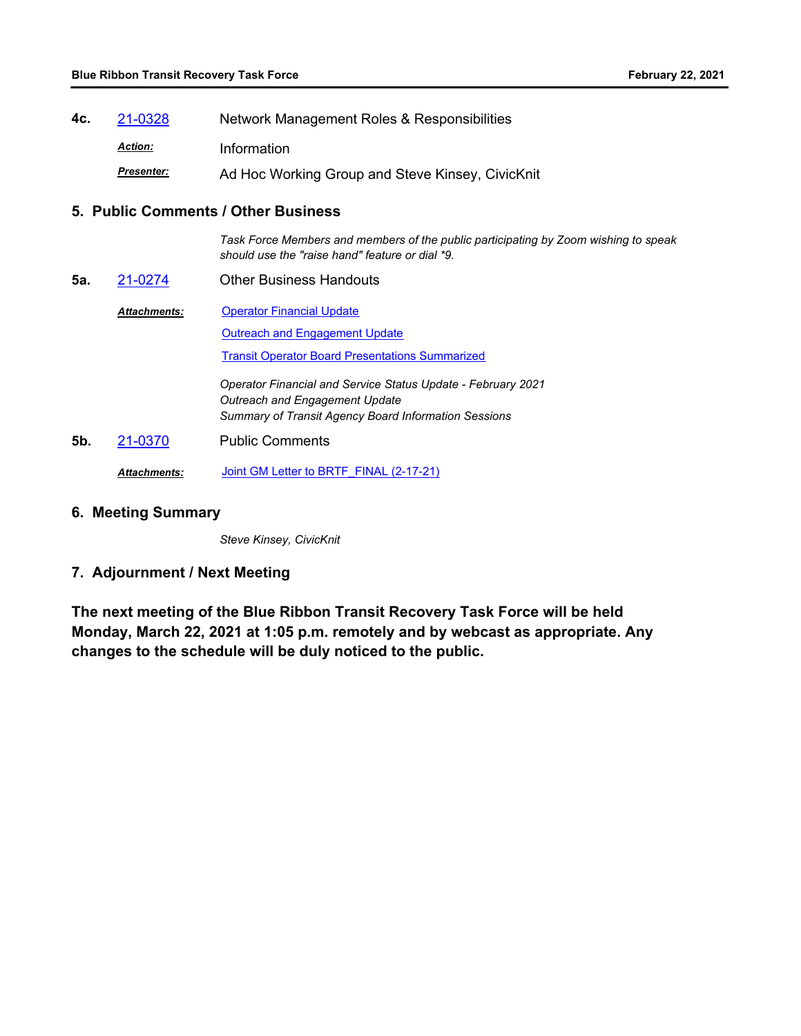**4c.** 21-0328 Network Management Roles & Responsibilities

***Action:*** Information

***Presenter:*** Ad Hoc Working Group and Steve Kinsey, CivicKnit

## 5. Public Comments / Other Business

*Task Force Members and members of the public participating by Zoom wishing to speak should use the "raise hand" feature or dial *9.*

**5a.** 21-0274 Other Business Handouts

***Attachments:*** Operator Financial Update

Outreach and Engagement Update

Transit Operator Board Presentations Summarized

*Operator Financial and Service Status Update - February 2021*
*Outreach and Engagement Update*
*Summary of Transit Agency Board Information Sessions*

**5b.** 21-0370 Public Comments

***Attachments:*** Joint GM Letter to BRTF_FINAL (2-17-21)

## 6. Meeting Summary

*Steve Kinsey, CivicKnit*

## 7. Adjournment / Next Meeting

**The next meeting of the Blue Ribbon Transit Recovery Task Force will be held Monday, March 22, 2021 at 1:05 p.m. remotely and by webcast as appropriate. Any changes to the schedule will be duly noticed to the public.**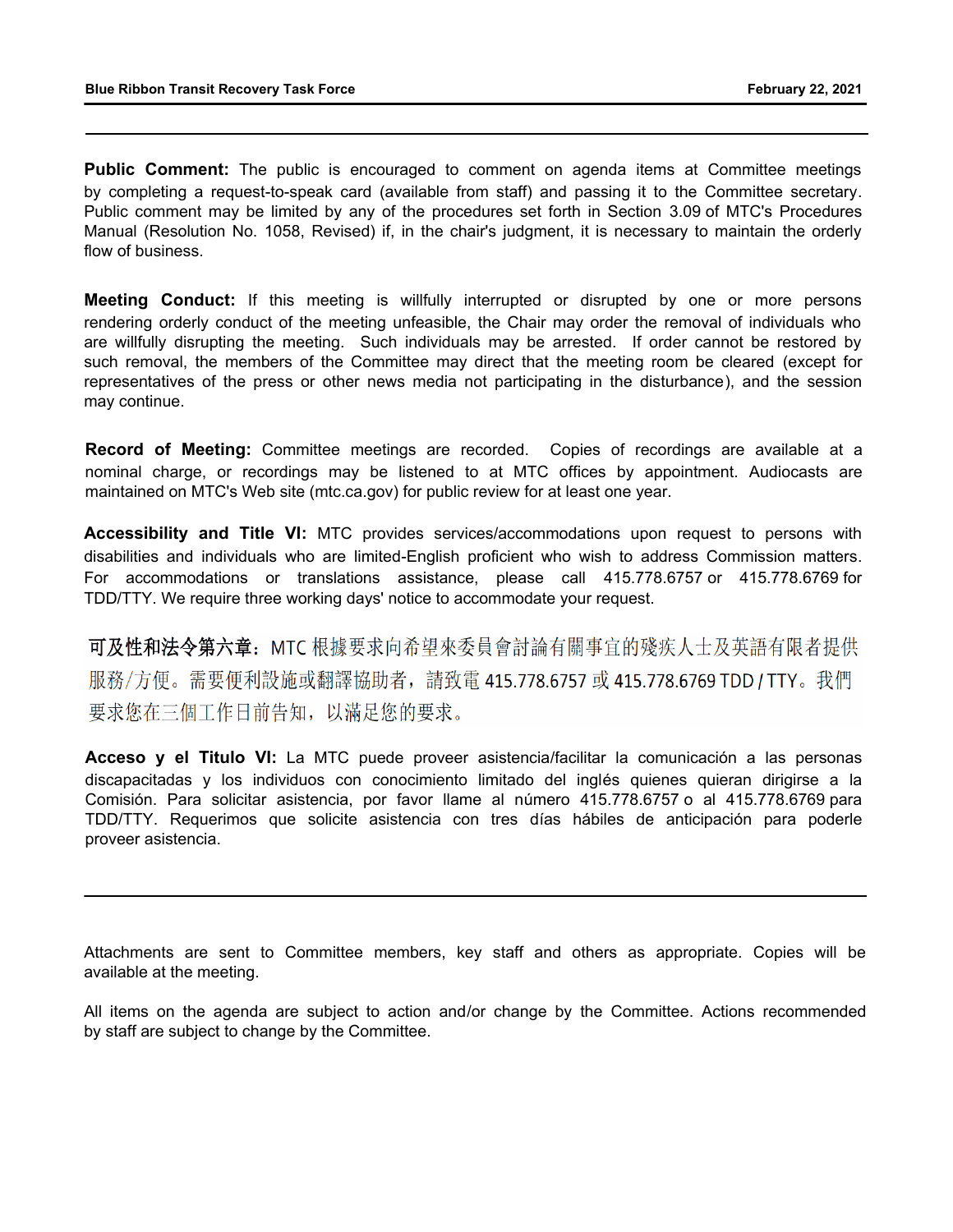**Public Comment:** The public is encouraged to comment on agenda items at Committee meetings by completing a request-to-speak card (available from staff) and passing it to the Committee secretary. Public comment may be limited by any of the procedures set forth in Section 3.09 of MTC's Procedures Manual (Resolution No. 1058, Revised) if, in the chair's judgment, it is necessary to maintain the orderly flow of business.

**Meeting Conduct:** If this meeting is willfully interrupted or disrupted by one or more persons rendering orderly conduct of the meeting unfeasible, the Chair may order the removal of individuals who are willfully disrupting the meeting. Such individuals may be arrested. If order cannot be restored by such removal, the members of the Committee may direct that the meeting room be cleared (except for representatives of the press or other news media not participating in the disturbance), and the session may continue.

**Record of Meeting:** Committee meetings are recorded. Copies of recordings are available at a nominal charge, or recordings may be listened to at MTC offices by appointment. Audiocasts are maintained on MTC's Web site (mtc.ca.gov) for public review for at least one year.

**Accessibility and Title VI:** MTC provides services/accommodations upon request to persons with disabilities and individuals who are limited-English proficient who wish to address Commission matters. For accommodations or translations assistance, please call 415.778.6757 or 415.778.6769 for TDD/TTY. We require three working days' notice to accommodate your request.

**可及性和法令第六章**：MTC 根據要求向希望來委員會討論有關事宜的殘疾人士及英語有限者提供服務/方便。需要便利設施或翻譯協助者，請致電 415.778.6757 或 415.778.6769 TDD / TTY。我們要求您在三個工作日前告知，以滿足您的要求。

**Acceso y el Titulo VI:** La MTC puede proveer asistencia/facilitar la comunicación a las personas discapacitadas y los individuos con conocimiento limitado del inglés quienes quieran dirigirse a la Comisión. Para solicitar asistencia, por favor llame al número 415.778.6757 o al 415.778.6769 para TDD/TTY. Requerimos que solicite asistencia con tres días hábiles de anticipación para poderle proveer asistencia.

---

Attachments are sent to Committee members, key staff and others as appropriate. Copies will be available at the meeting.

All items on the agenda are subject to action and/or change by the Committee. Actions recommended by staff are subject to change by the Committee.